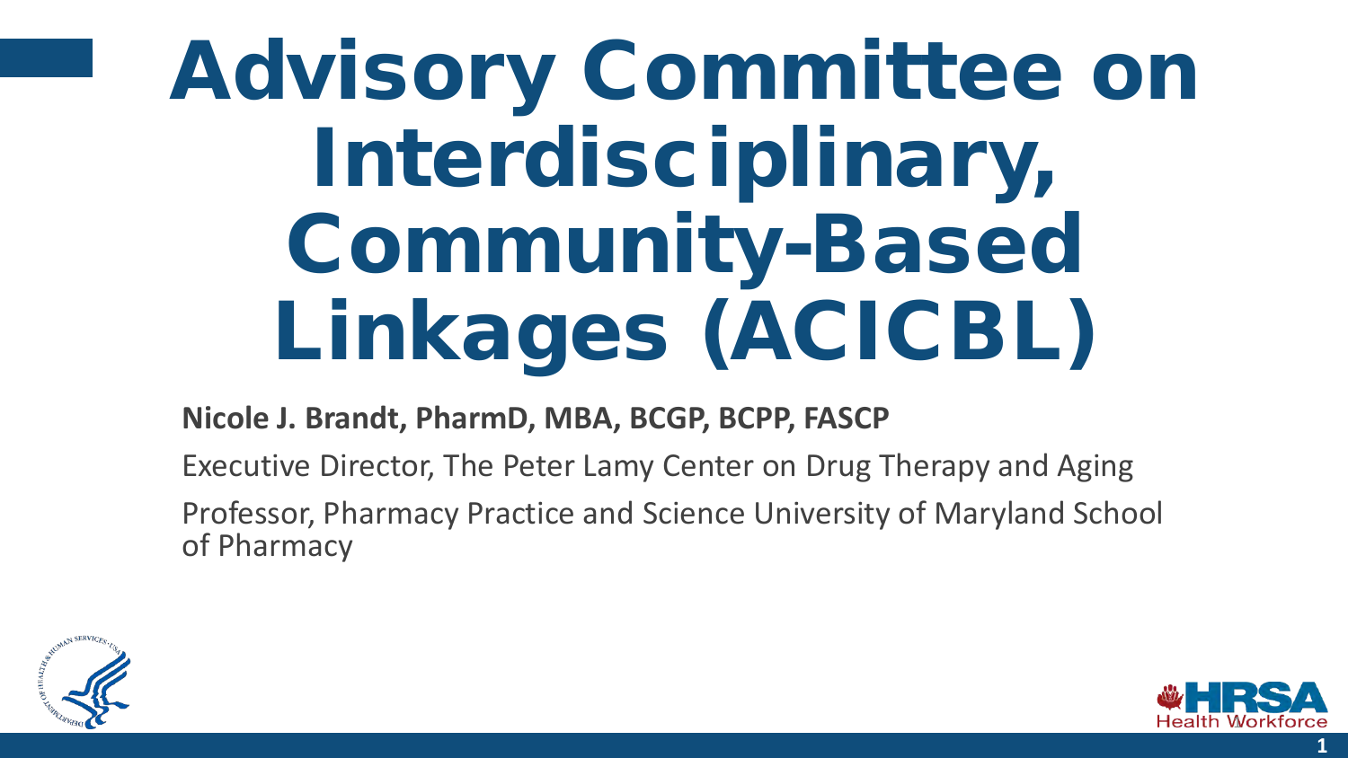# Advisory Committee on Interdisciplinary, Community-Based Linkages (ACICBL)

**Nicole J. Brandt, PharmD, MBA, BCGP, BCPP, FASCP**

Executive Director, The Peter Lamy Center on Drug Therapy and Aging

Professor, Pharmacy Practice and Science University of Maryland School of Pharmacy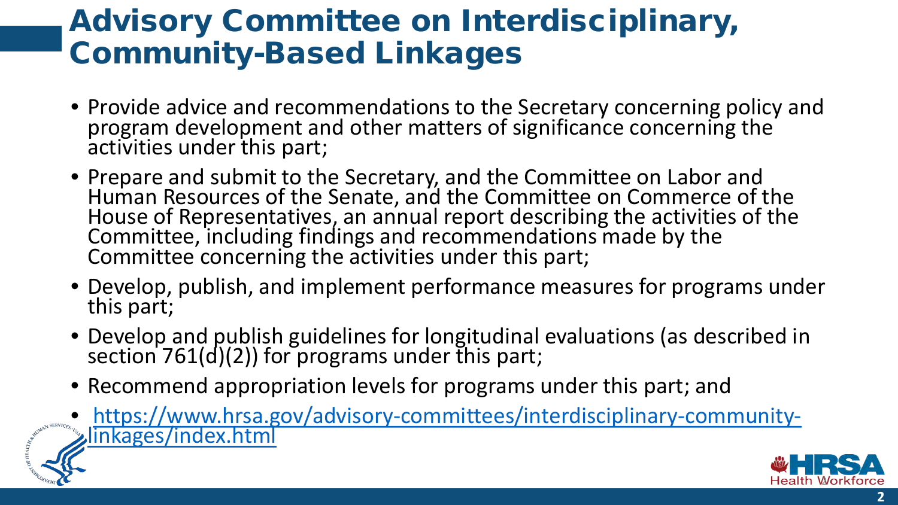# Advisory Committee on Interdisciplinary, Community-Based Linkages

- Provide advice and recommendations to the Secretary concerning policy and program development and other matters of significance concerning the activities under this part;
- Prepare and submit to the Secretary, and the Committee on Labor and Human Resources of the Senate, and the Committee on Commerce of the House of Representatives, an annual report describing the activities of the Committee, including findings and recommendations made by the Committee concerning the activities under this part;
- Develop, publish, and implement performance measures for programs under this part;
- Develop and publish guidelines for longitudinal evaluations (as described in section 761(d)(2)) for programs under this part;
- Recommend appropriation levels for programs under this part; and
- https://www.hrsa.gov/advisory-committees/interdisciplinary-community-linkages/index.html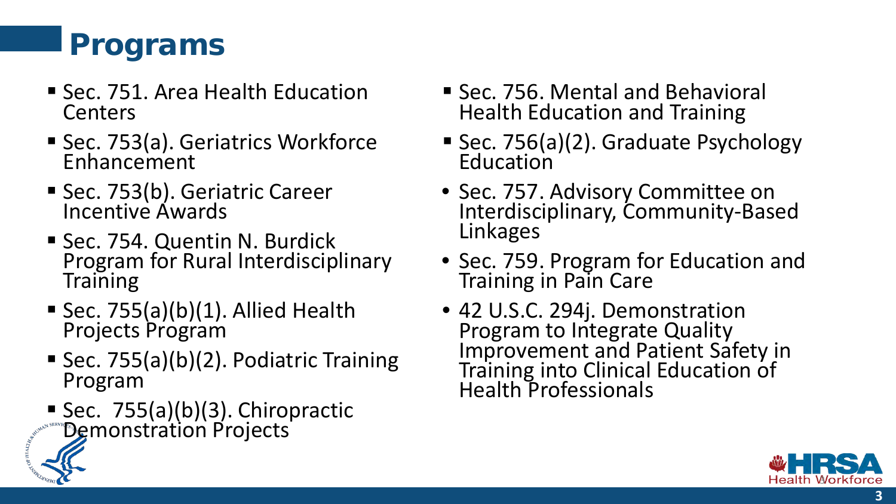# Programs

- Sec. 751. Area Health Education Centers
- Sec. 753(a). Geriatrics Workforce Enhancement
- Sec. 753(b). Geriatric Career Incentive Awards
- Sec. 754. Quentin N. Burdick Program for Rural Interdisciplinary Training
- Sec. 755(a)(b)(1). Allied Health Projects Program
- Sec. 755(a)(b)(2). Podiatric Training Program
- Sec. 755(a)(b)(3). Chiropractic Demonstration Projects
- Sec. 756. Mental and Behavioral Health Education and Training
- Sec. 756(a)(2). Graduate Psychology Education
- Sec. 757. Advisory Committee on Interdisciplinary, Community-Based Linkages
- Sec. 759. Program for Education and Training in Pain Care
- 42 U.S.C. 294j. Demonstration Program to Integrate Quality Improvement and Patient Safety in Training into Clinical Education of Health Professionals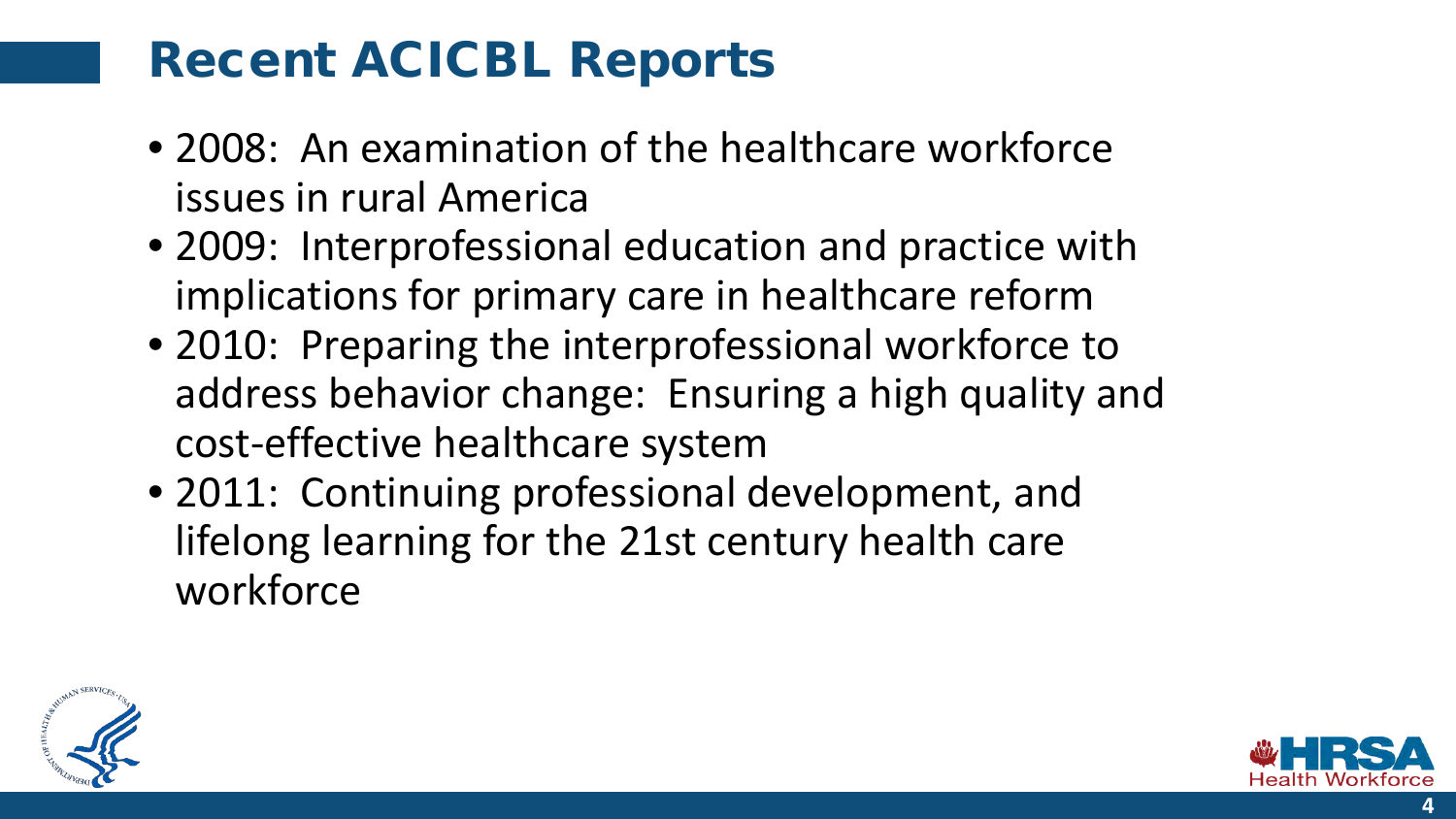# Recent ACICBL Reports

- 2008: An examination of the healthcare workforce issues in rural America
- 2009: Interprofessional education and practice with implications for primary care in healthcare reform
- 2010: Preparing the interprofessional workforce to address behavior change: Ensuring a high quality and cost-effective healthcare system
- 2011: Continuing professional development, and lifelong learning for the 21st century health care workforce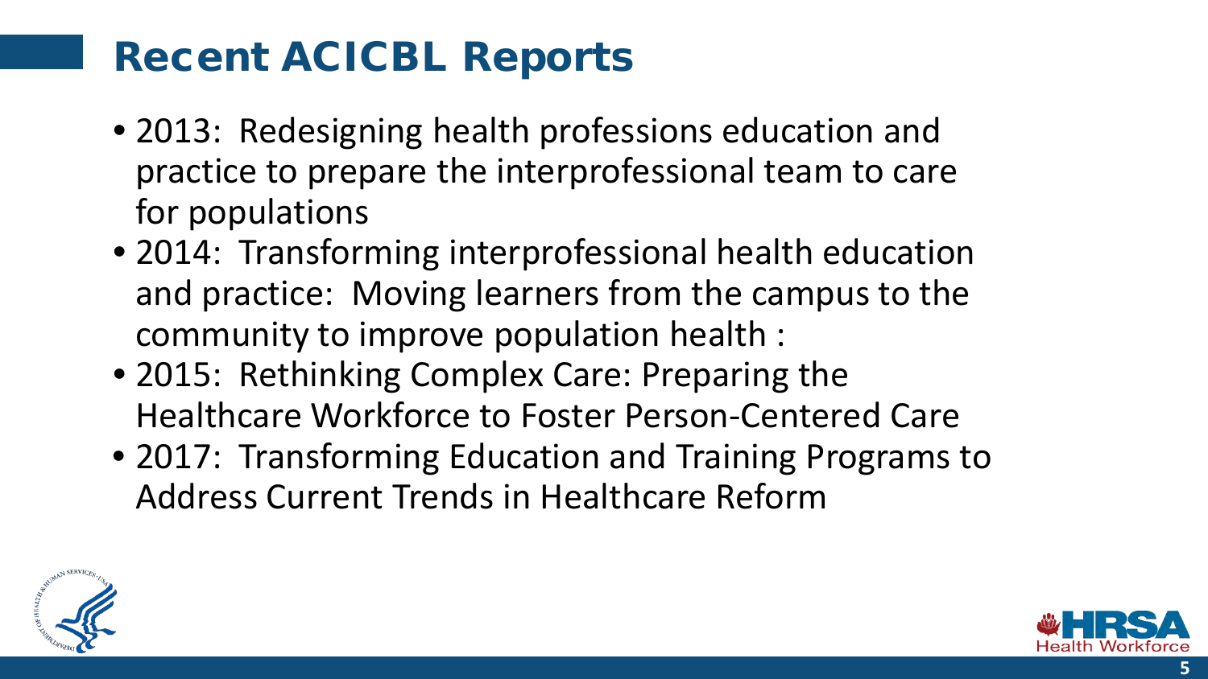# Recent ACICBL Reports

- 2013: Redesigning health professions education and practice to prepare the interprofessional team to care for populations
- 2014: Transforming interprofessional health education and practice: Moving learners from the campus to the community to improve population health :
- 2015: Rethinking Complex Care: Preparing the Healthcare Workforce to Foster Person-Centered Care
- 2017: Transforming Education and Training Programs to Address Current Trends in Healthcare Reform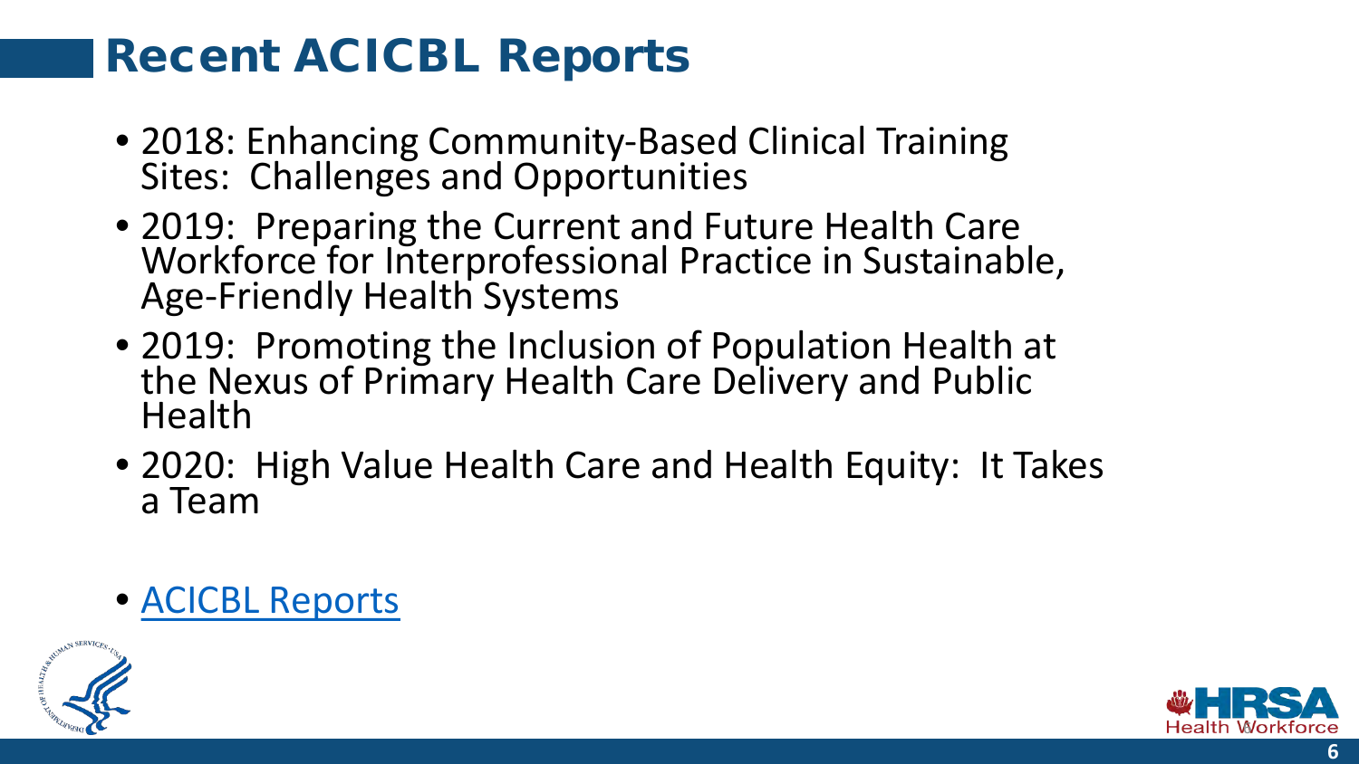# Recent ACICBL Reports

- 2018: Enhancing Community-Based Clinical Training Sites: Challenges and Opportunities
- 2019: Preparing the Current and Future Health Care Workforce for Interprofessional Practice in Sustainable, Age-Friendly Health Systems
- 2019: Promoting the Inclusion of Population Health at the Nexus of Primary Health Care Delivery and Public Health
- 2020: High Value Health Care and Health Equity: It Takes a Team

- ACICBL Reports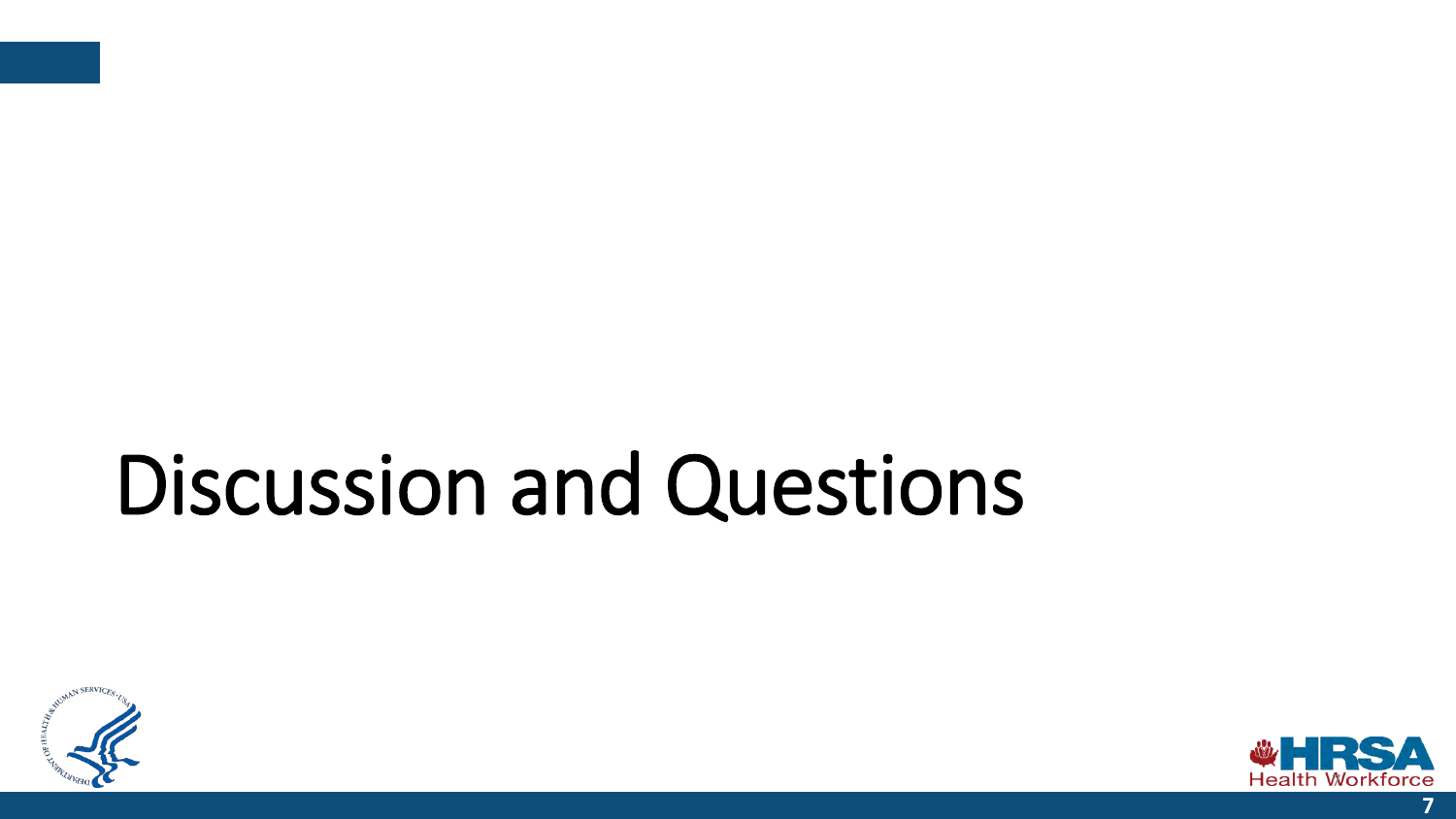# Discussion and Questions